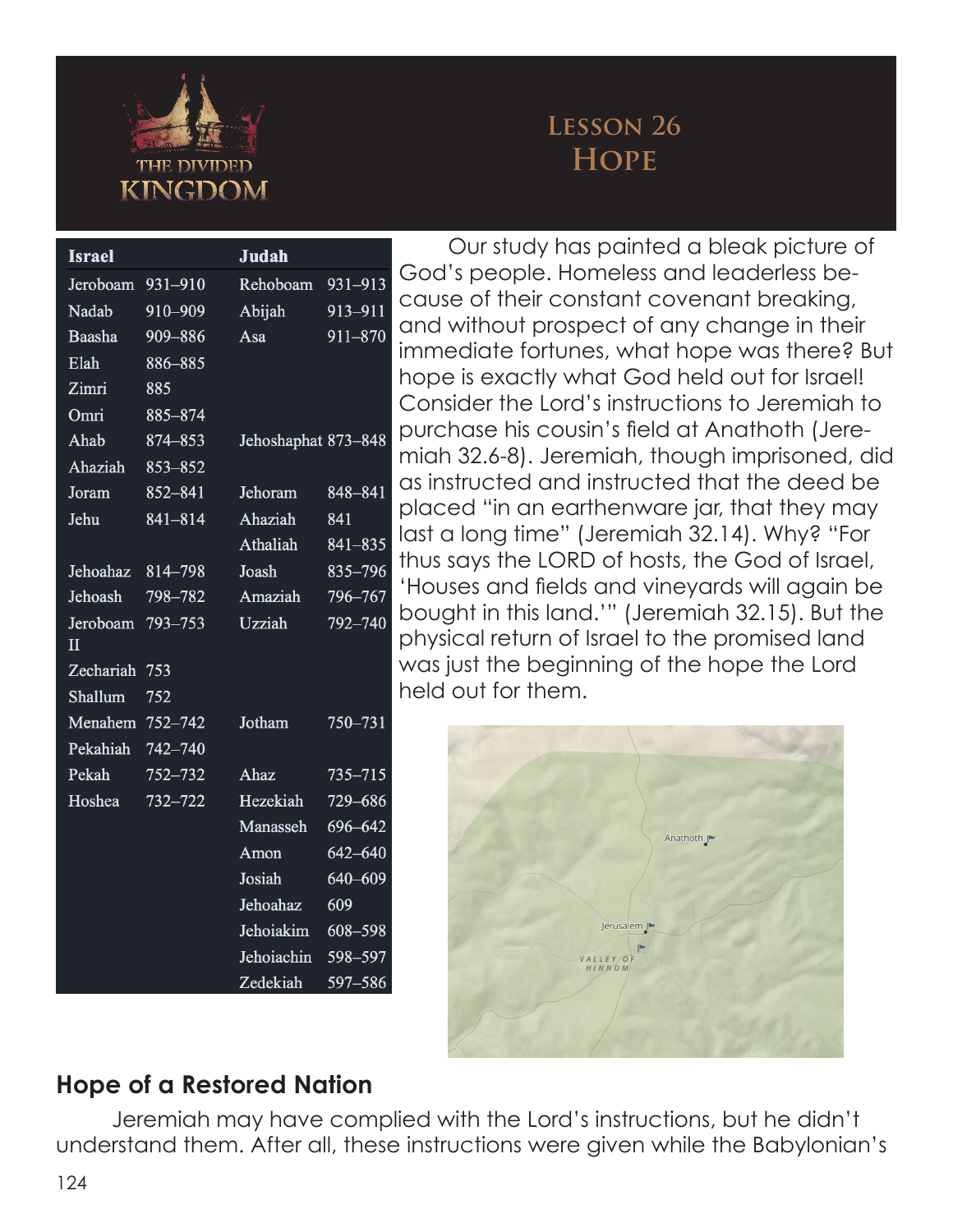# Lesson 26
# Hope

| Israel | | Judah | |
|---|---|---|---|
| Jeroboam | 931–910 | Rehoboam | 931–913 |
| Nadab | 910–909 | Abijah | 913–911 |
| Baasha | 909–886 | Asa | 911–870 |
| Elah | 886–885 | | |
| Zimri | 885 | | |
| Omri | 885–874 | | |
| Ahab | 874–853 | Jehoshaphat | 873–848 |
| Ahaziah | 853–852 | | |
| Joram | 852–841 | Jehoram | 848–841 |
| Jehu | 841–814 | Ahaziah | 841 |
| | | Athaliah | 841–835 |
| Jehoahaz | 814–798 | Joash | 835–796 |
| Jehoash | 798–782 | Amaziah | 796–767 |
| Jeroboam II | 793–753 | Uzziah | 792–740 |
| Zechariah | 753 | | |
| Shallum | 752 | | |
| Menahem | 752–742 | Jotham | 750–731 |
| Pekahiah | 742–740 | | |
| Pekah | 752–732 | Ahaz | 735–715 |
| Hoshea | 732–722 | Hezekiah | 729–686 |
| | | Manasseh | 696–642 |
| | | Amon | 642–640 |
| | | Josiah | 640–609 |
| | | Jehoahaz | 609 |
| | | Jehoiakim | 608–598 |
| | | Jehoiachin | 598–597 |
| | | Zedekiah | 597–586 |

Our study has painted a bleak picture of God's people. Homeless and leaderless because of their constant covenant breaking, and without prospect of any change in their immediate fortunes, what hope was there? But hope is exactly what God held out for Israel! Consider the Lord's instructions to Jeremiah to purchase his cousin's field at Anathoth (Jeremiah 32.6-8). Jeremiah, though imprisoned, did as instructed and instructed that the deed be placed "in an earthenware jar, that they may last a long time" (Jeremiah 32.14). Why? "For thus says the LORD of hosts, the God of Israel, 'Houses and fields and vineyards will again be bought in this land.'" (Jeremiah 32.15). But the physical return of Israel to the promised land was just the beginning of the hope the Lord held out for them.

## Hope of a Restored Nation

Jeremiah may have complied with the Lord's instructions, but he didn't understand them. After all, these instructions were given while the Babylonian's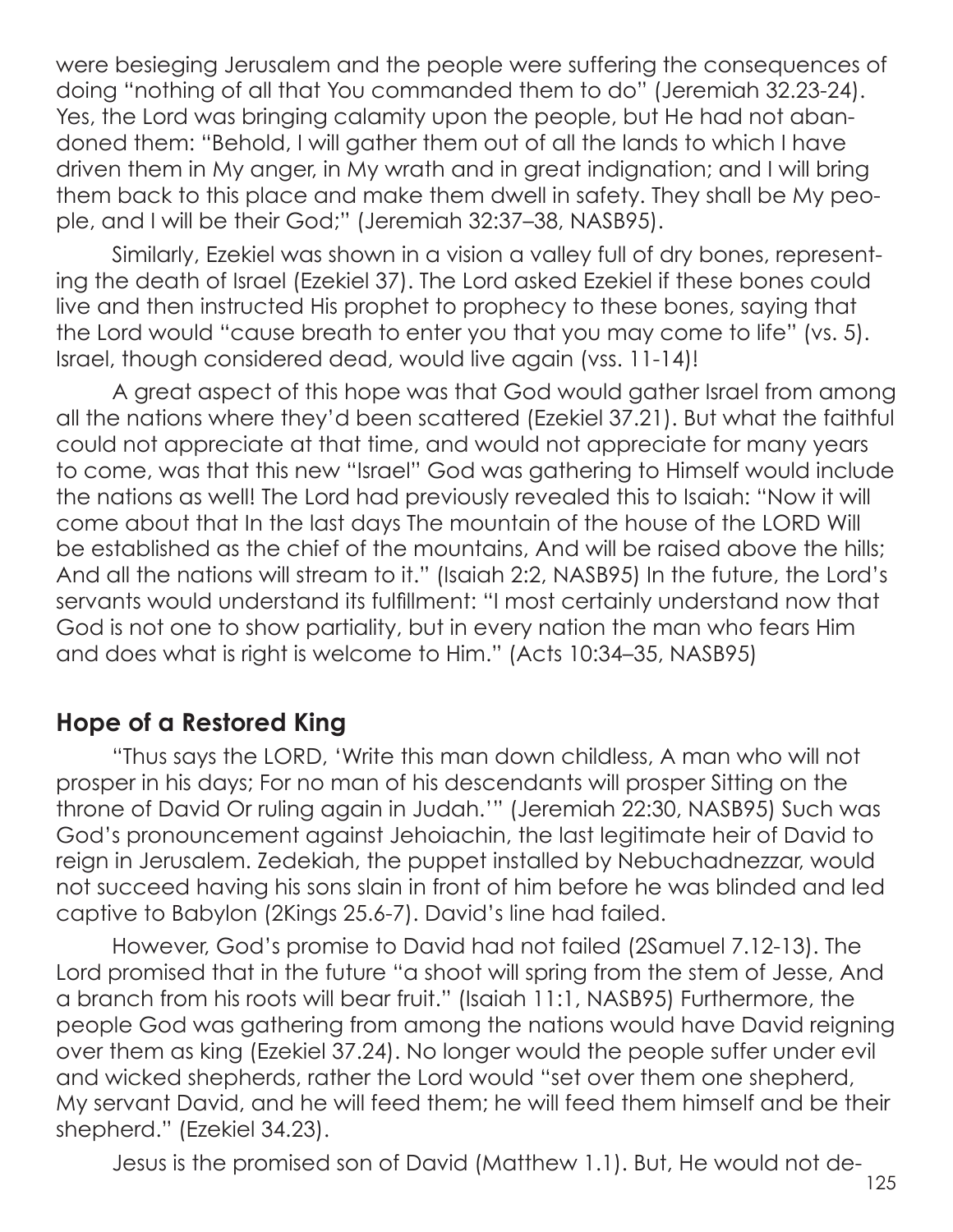were besieging Jerusalem and the people were suffering the consequences of doing "nothing of all that You commanded them to do" (Jeremiah 32.23-24). Yes, the Lord was bringing calamity upon the people, but He had not abandoned them: "Behold, I will gather them out of all the lands to which I have driven them in My anger, in My wrath and in great indignation; and I will bring them back to this place and make them dwell in safety. They shall be My people, and I will be their God;" (Jeremiah 32:37–38, NASB95).

Similarly, Ezekiel was shown in a vision a valley full of dry bones, representing the death of Israel (Ezekiel 37). The Lord asked Ezekiel if these bones could live and then instructed His prophet to prophecy to these bones, saying that the Lord would "cause breath to enter you that you may come to life" (vs. 5). Israel, though considered dead, would live again (vss. 11-14)!

A great aspect of this hope was that God would gather Israel from among all the nations where they'd been scattered (Ezekiel 37.21). But what the faithful could not appreciate at that time, and would not appreciate for many years to come, was that this new "Israel" God was gathering to Himself would include the nations as well! The Lord had previously revealed this to Isaiah: "Now it will come about that In the last days The mountain of the house of the LORD Will be established as the chief of the mountains, And will be raised above the hills; And all the nations will stream to it." (Isaiah 2:2, NASB95) In the future, the Lord's servants would understand its fulfillment: "I most certainly understand now that God is not one to show partiality, but in every nation the man who fears Him and does what is right is welcome to Him." (Acts 10:34–35, NASB95)

## Hope of a Restored King

"Thus says the LORD, 'Write this man down childless, A man who will not prosper in his days; For no man of his descendants will prosper Sitting on the throne of David Or ruling again in Judah.'" (Jeremiah 22:30, NASB95) Such was God's pronouncement against Jehoiachin, the last legitimate heir of David to reign in Jerusalem. Zedekiah, the puppet installed by Nebuchadnezzar, would not succeed having his sons slain in front of him before he was blinded and led captive to Babylon (2Kings 25.6-7). David's line had failed.

However, God's promise to David had not failed (2Samuel 7.12-13). The Lord promised that in the future "a shoot will spring from the stem of Jesse, And a branch from his roots will bear fruit." (Isaiah 11:1, NASB95) Furthermore, the people God was gathering from among the nations would have David reigning over them as king (Ezekiel 37.24). No longer would the people suffer under evil and wicked shepherds, rather the Lord would "set over them one shepherd, My servant David, and he will feed them; he will feed them himself and be their shepherd." (Ezekiel 34.23).

Jesus is the promised son of David (Matthew 1.1). But, He would not de-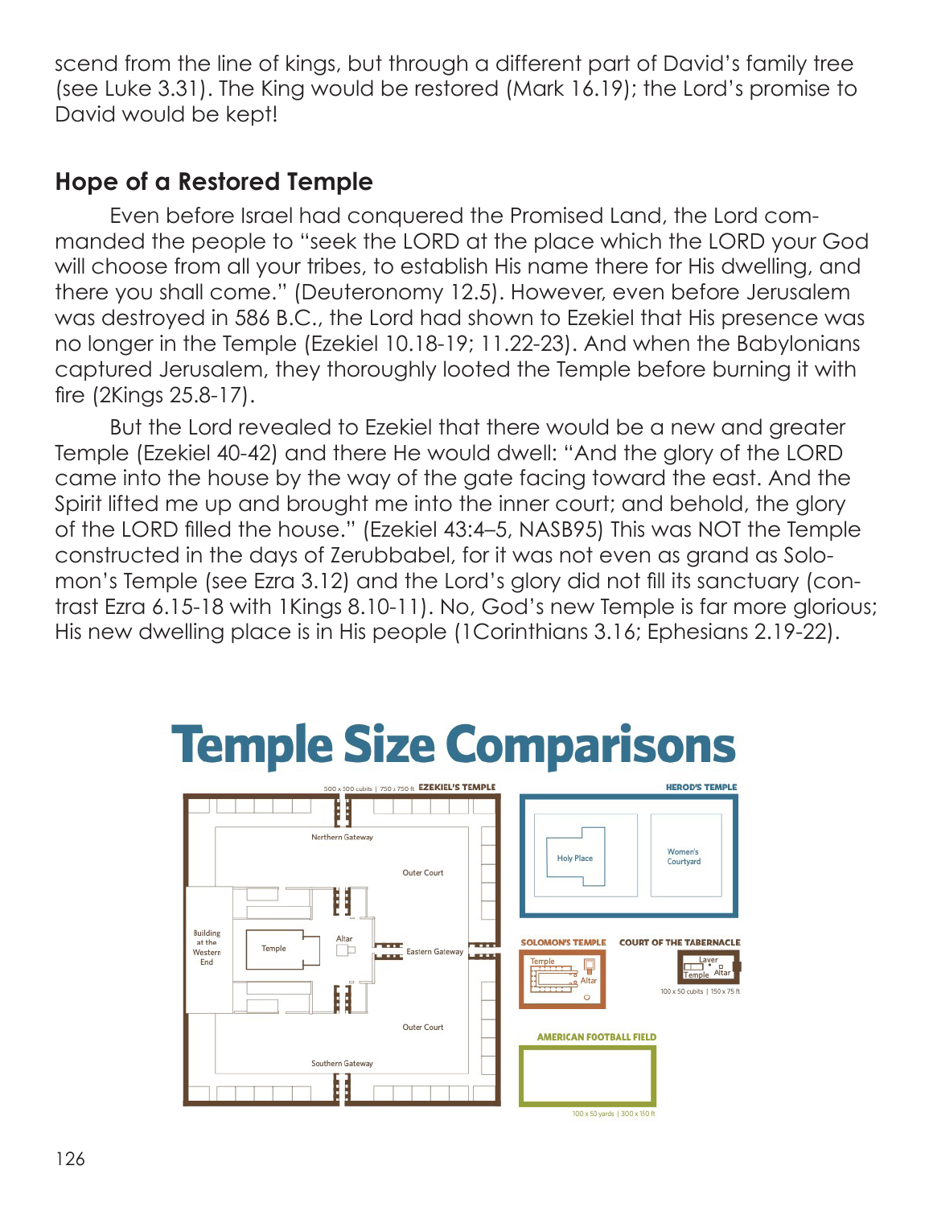scend from the line of kings, but through a different part of David's family tree (see Luke 3.31). The King would be restored (Mark 16.19); the Lord's promise to David would be kept!

## Hope of a Restored Temple

Even before Israel had conquered the Promised Land, the Lord commanded the people to "seek the LORD at the place which the LORD your God will choose from all your tribes, to establish His name there for His dwelling, and there you shall come." (Deuteronomy 12.5). However, even before Jerusalem was destroyed in 586 B.C., the Lord had shown to Ezekiel that His presence was no longer in the Temple (Ezekiel 10.18-19; 11.22-23). And when the Babylonians captured Jerusalem, they thoroughly looted the Temple before burning it with fire (2Kings 25.8-17).

But the Lord revealed to Ezekiel that there would be a new and greater Temple (Ezekiel 40-42) and there He would dwell: "And the glory of the LORD came into the house by the way of the gate facing toward the east. And the Spirit lifted me up and brought me into the inner court; and behold, the glory of the LORD filled the house." (Ezekiel 43:4–5, NASB95) This was NOT the Temple constructed in the days of Zerubbabel, for it was not even as grand as Solomon's Temple (see Ezra 3.12) and the Lord's glory did not fill its sanctuary (contrast Ezra 6.15-18 with 1Kings 8.10-11). No, God's new Temple is far more glorious; His new dwelling place is in His people (1Corinthians 3.16; Ephesians 2.19-22).

# Temple Size Comparisons

EZEKIEL'S TEMPLE — 500 x 500 cubits | 750 x 750 ft

Northern Gateway, Outer Court, Building at the Western End, Temple, Altar, Eastern Gateway, Outer Court, Southern Gateway

HEROD'S TEMPLE — Holy Place, Women's Courtyard

SOLOMON'S TEMPLE — Temple, Altar

COURT OF THE TABERNACLE — Laver, Temple, Altar — 100 x 50 cubits | 150 x 75 ft

AMERICAN FOOTBALL FIELD — 100 x 50 yards | 300 x 150 ft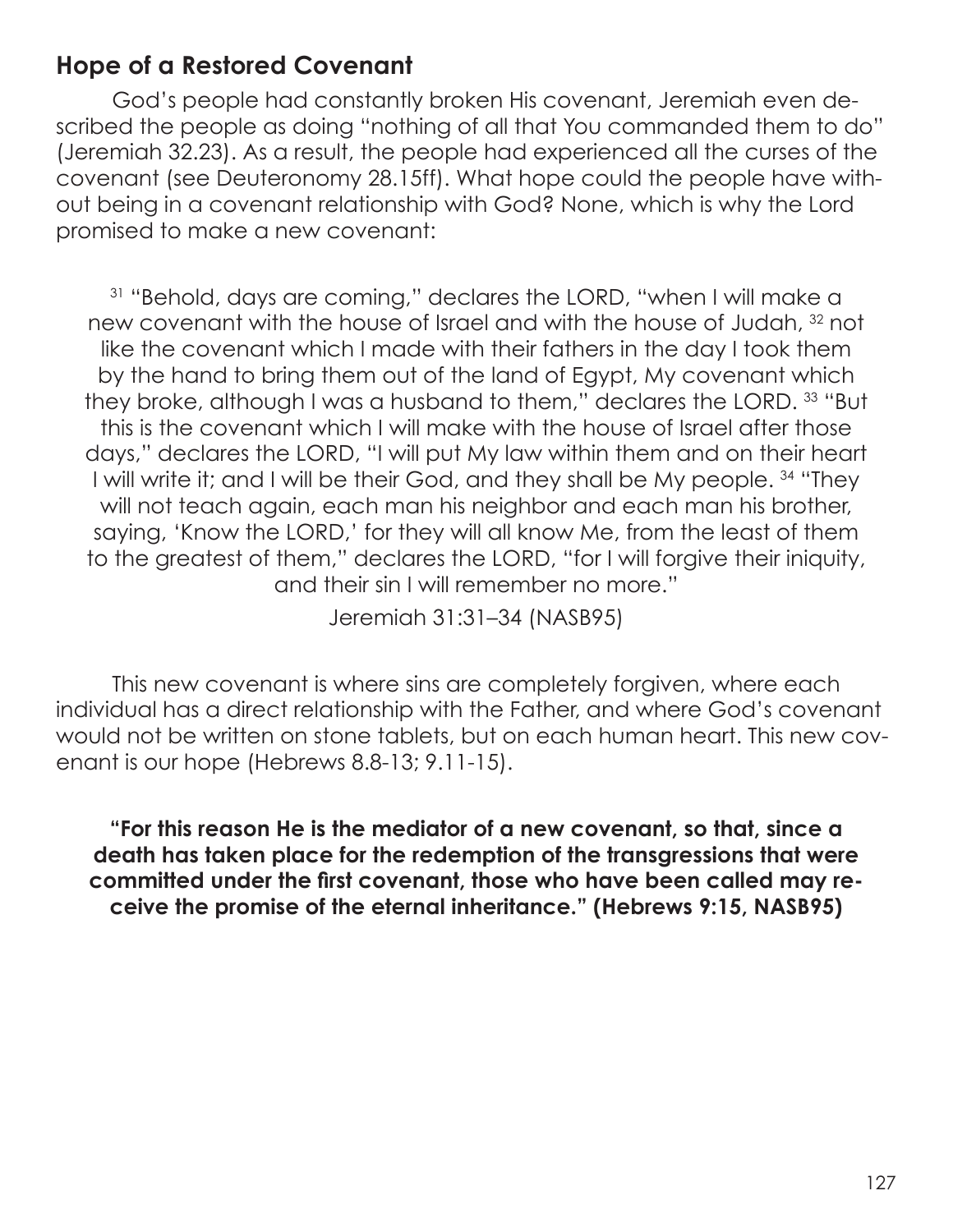## Hope of a Restored Covenant

God's people had constantly broken His covenant, Jeremiah even described the people as doing "nothing of all that You commanded them to do" (Jeremiah 32.23). As a result, the people had experienced all the curses of the covenant (see Deuteronomy 28.15ff). What hope could the people have without being in a covenant relationship with God? None, which is why the Lord promised to make a new covenant:

> [31] "Behold, days are coming," declares the LORD, "when I will make a new covenant with the house of Israel and with the house of Judah, [32] not like the covenant which I made with their fathers in the day I took them by the hand to bring them out of the land of Egypt, My covenant which they broke, although I was a husband to them," declares the LORD. [33] "But this is the covenant which I will make with the house of Israel after those days," declares the LORD, "I will put My law within them and on their heart I will write it; and I will be their God, and they shall be My people. [34] "They will not teach again, each man his neighbor and each man his brother, saying, 'Know the LORD,' for they will all know Me, from the least of them to the greatest of them," declares the LORD, "for I will forgive their iniquity, and their sin I will remember no more."
>
> Jeremiah 31:31–34 (NASB95)

This new covenant is where sins are completely forgiven, where each individual has a direct relationship with the Father, and where God's covenant would not be written on stone tablets, but on each human heart. This new covenant is our hope (Hebrews 8.8-13; 9.11-15).

**"For this reason He is the mediator of a new covenant, so that, since a death has taken place for the redemption of the transgressions that were committed under the first covenant, those who have been called may receive the promise of the eternal inheritance." (Hebrews 9:15, NASB95)**